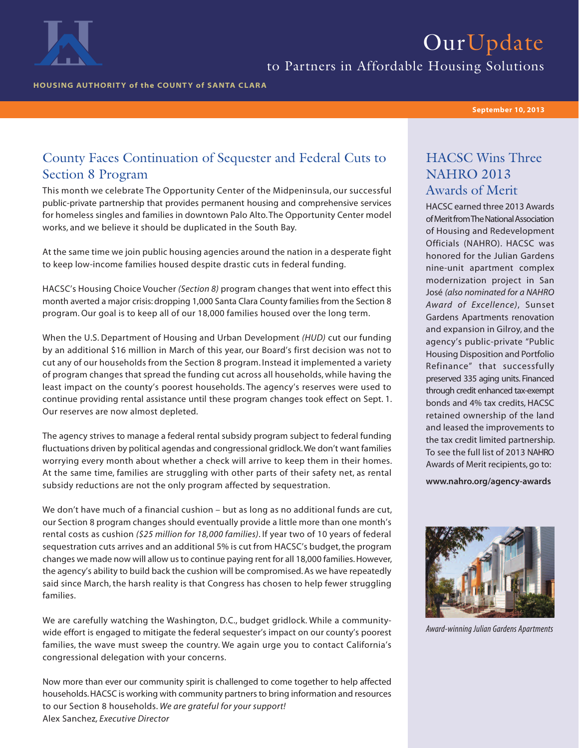# OurUpdate

to Partners in Affordable Housing Solutions

**HOUSING AUTHORITY of the COUNTY of SANTA CLARA**

**September 10, 2013**

## County Faces Continuation of Sequester and Federal Cuts to Section 8 Program

This month we celebrate The Opportunity Center of the Midpeninsula, our successful public-private partnership that provides permanent housing and comprehensive services for homeless singles and families in downtown Palo Alto. The Opportunity Center model works, and we believe it should be duplicated in the South Bay.

At the same time we join public housing agencies around the nation in a desperate fight to keep low-income families housed despite drastic cuts in federal funding.

HACSC's Housing Choice Voucher *(Section 8)* program changes that went into effect this month averted a major crisis: dropping 1,000 Santa Clara County families from the Section 8 program. Our goal is to keep all of our 18,000 families housed over the long term.

When the U.S. Department of Housing and Urban Development *(HUD)* cut our funding by an additional $16 million in March of this year, our Board's first decision was not to cut any of our households from the Section 8 program. Instead it implemented a variety of program changes that spread the funding cut across all households, while having the least impact on the county's poorest households. The agency's reserves were used to continue providing rental assistance until these program changes took effect on Sept. 1. Our reserves are now almost depleted.

The agency strives to manage a federal rental subsidy program subject to federal funding fluctuations driven by political agendas and congressional gridlock. We don't want families worrying every month about whether a check will arrive to keep them in their homes. At the same time, families are struggling with other parts of their safety net, as rental subsidy reductions are not the only program affected by sequestration.

We don't have much of a financial cushion – but as long as no additional funds are cut, our Section 8 program changes should eventually provide a little more than one month's rental costs as cushion *($25 million for 18,000 families)*. If year two of 10 years of federal sequestration cuts arrives and an additional 5% is cut from HACSC's budget, the program changes we made now will allow us to continue paying rent for all 18,000 families. However, the agency's ability to build back the cushion will be compromised. As we have repeatedly said since March, the harsh reality is that Congress has chosen to help fewer struggling families.

We are carefully watching the Washington, D.C., budget gridlock. While a community-wide effort is engaged to mitigate the federal sequester's impact on our county's poorest families, the wave must sweep the country. We again urge you to contact California's congressional delegation with your concerns.

Now more than ever our community spirit is challenged to come together to help affected households. HACSC is working with community partners to bring information and resources to our Section 8 households. *We are grateful for your support!*
Alex Sanchez, *Executive Director*

## HACSC Wins Three NAHRO 2013 Awards of Merit

HACSC earned three 2013 Awards of Merit from The National Association of Housing and Redevelopment Officials (NAHRO). HACSC was honored for the Julian Gardens nine-unit apartment complex modernization project in San José *(also nominated for a NAHRO Award of Excellence)*, Sunset Gardens Apartments renovation and expansion in Gilroy, and the agency's public-private "Public Housing Disposition and Portfolio Refinance" that successfully preserved 335 aging units. Financed through credit enhanced tax-exempt bonds and 4% tax credits, HACSC retained ownership of the land and leased the improvements to the tax credit limited partnership. To see the full list of 2013 NAHRO Awards of Merit recipients, go to:

**www.nahro.org/agency-awards**

*Award-winning Julian Gardens Apartments*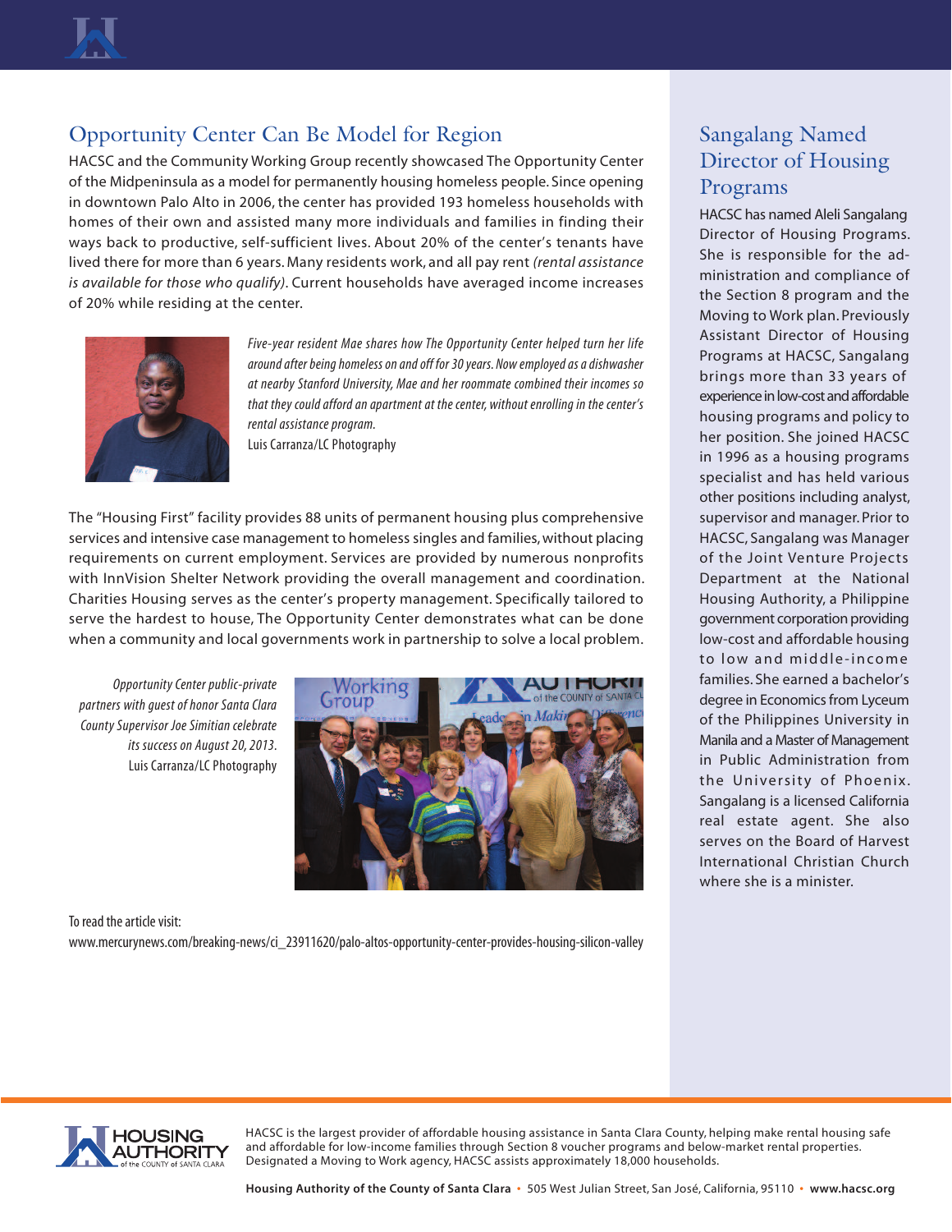## Opportunity Center Can Be Model for Region

HACSC and the Community Working Group recently showcased The Opportunity Center of the Midpeninsula as a model for permanently housing homeless people. Since opening in downtown Palo Alto in 2006, the center has provided 193 homeless households with homes of their own and assisted many more individuals and families in finding their ways back to productive, self-sufficient lives. About 20% of the center's tenants have lived there for more than 6 years. Many residents work, and all pay rent *(rental assistance is available for those who qualify)*. Current households have averaged income increases of 20% while residing at the center.

*Five-year resident Mae shares how The Opportunity Center helped turn her life around after being homeless on and off for 30 years. Now employed as a dishwasher at nearby Stanford University, Mae and her roommate combined their incomes so that they could afford an apartment at the center, without enrolling in the center's rental assistance program.*
Luis Carranza/LC Photography

The "Housing First" facility provides 88 units of permanent housing plus comprehensive services and intensive case management to homeless singles and families, without placing requirements on current employment. Services are provided by numerous nonprofits with InnVision Shelter Network providing the overall management and coordination. Charities Housing serves as the center's property management. Specifically tailored to serve the hardest to house, The Opportunity Center demonstrates what can be done when a community and local governments work in partnership to solve a local problem.

*Opportunity Center public-private partners with guest of honor Santa Clara County Supervisor Joe Simitian celebrate its success on August 20, 2013.*
Luis Carranza/LC Photography

To read the article visit:
www.mercurynews.com/breaking-news/ci_23911620/palo-altos-opportunity-center-provides-housing-silicon-valley

## Sangalang Named Director of Housing Programs

HACSC has named Aleli Sangalang Director of Housing Programs. She is responsible for the administration and compliance of the Section 8 program and the Moving to Work plan. Previously Assistant Director of Housing Programs at HACSC, Sangalang brings more than 33 years of experience in low-cost and affordable housing programs and policy to her position. She joined HACSC in 1996 as a housing programs specialist and has held various other positions including analyst, supervisor and manager. Prior to HACSC, Sangalang was Manager of the Joint Venture Projects Department at the National Housing Authority, a Philippine government corporation providing low-cost and affordable housing to low and middle-income families. She earned a bachelor's degree in Economics from Lyceum of the Philippines University in Manila and a Master of Management in Public Administration from the University of Phoenix. Sangalang is a licensed California real estate agent. She also serves on the Board of Harvest International Christian Church where she is a minister.

HACSC is the largest provider of affordable housing assistance in Santa Clara County, helping make rental housing safe and affordable for low-income families through Section 8 voucher programs and below-market rental properties. Designated a Moving to Work agency, HACSC assists approximately 18,000 households.

**Housing Authority of the County of Santa Clara** • 505 West Julian Street, San José, California, 95110 • **www.hacsc.org**